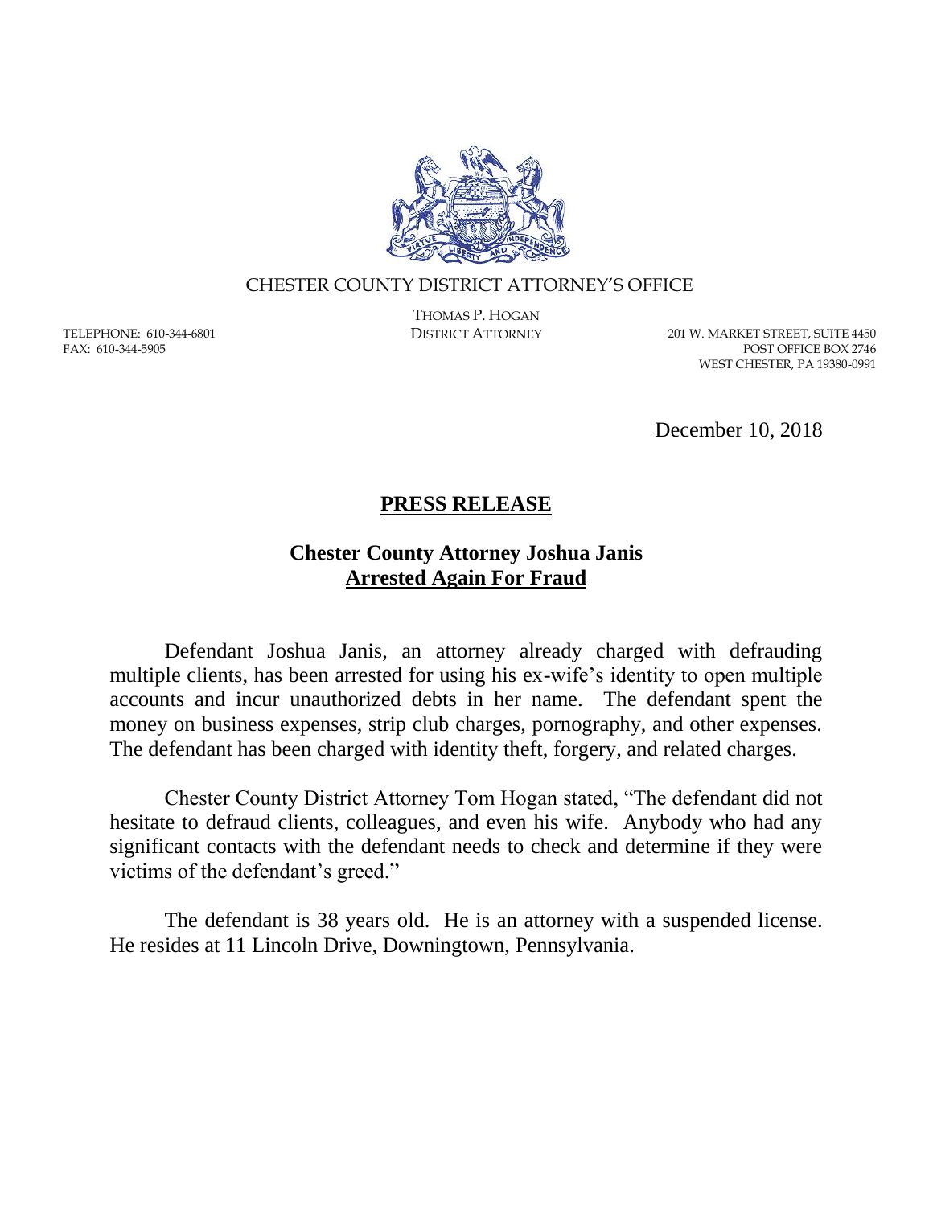CHESTER COUNTY DISTRICT ATTORNEY'S OFFICE

THOMAS P. HOGAN
DISTRICT ATTORNEY

TELEPHONE: 610-344-6801
FAX: 610-344-5905

201 W. MARKET STREET, SUITE 4450
POST OFFICE BOX 2746
WEST CHESTER, PA 19380-0991

December 10, 2018

## **PRESS RELEASE**

### **Chester County Attorney Joshua Janis**
### **Arrested Again For Fraud**

Defendant Joshua Janis, an attorney already charged with defrauding multiple clients, has been arrested for using his ex-wife's identity to open multiple accounts and incur unauthorized debts in her name. The defendant spent the money on business expenses, strip club charges, pornography, and other expenses. The defendant has been charged with identity theft, forgery, and related charges.

Chester County District Attorney Tom Hogan stated, "The defendant did not hesitate to defraud clients, colleagues, and even his wife. Anybody who had any significant contacts with the defendant needs to check and determine if they were victims of the defendant's greed."

The defendant is 38 years old. He is an attorney with a suspended license. He resides at 11 Lincoln Drive, Downingtown, Pennsylvania.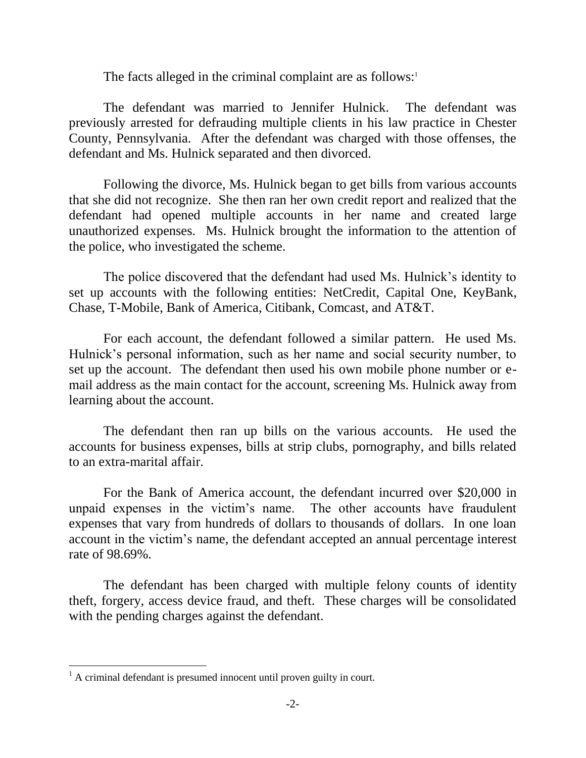The facts alleged in the criminal complaint are as follows:[1]

The defendant was married to Jennifer Hulnick. The defendant was previously arrested for defrauding multiple clients in his law practice in Chester County, Pennsylvania. After the defendant was charged with those offenses, the defendant and Ms. Hulnick separated and then divorced.

Following the divorce, Ms. Hulnick began to get bills from various accounts that she did not recognize. She then ran her own credit report and realized that the defendant had opened multiple accounts in her name and created large unauthorized expenses. Ms. Hulnick brought the information to the attention of the police, who investigated the scheme.

The police discovered that the defendant had used Ms. Hulnick's identity to set up accounts with the following entities: NetCredit, Capital One, KeyBank, Chase, T-Mobile, Bank of America, Citibank, Comcast, and AT&T.

For each account, the defendant followed a similar pattern. He used Ms. Hulnick's personal information, such as her name and social security number, to set up the account. The defendant then used his own mobile phone number or e-mail address as the main contact for the account, screening Ms. Hulnick away from learning about the account.

The defendant then ran up bills on the various accounts. He used the accounts for business expenses, bills at strip clubs, pornography, and bills related to an extra-marital affair.

For the Bank of America account, the defendant incurred over $20,000 in unpaid expenses in the victim's name. The other accounts have fraudulent expenses that vary from hundreds of dollars to thousands of dollars. In one loan account in the victim's name, the defendant accepted an annual percentage interest rate of 98.69%.

The defendant has been charged with multiple felony counts of identity theft, forgery, access device fraud, and theft. These charges will be consolidated with the pending charges against the defendant.

---

[1] A criminal defendant is presumed innocent until proven guilty in court.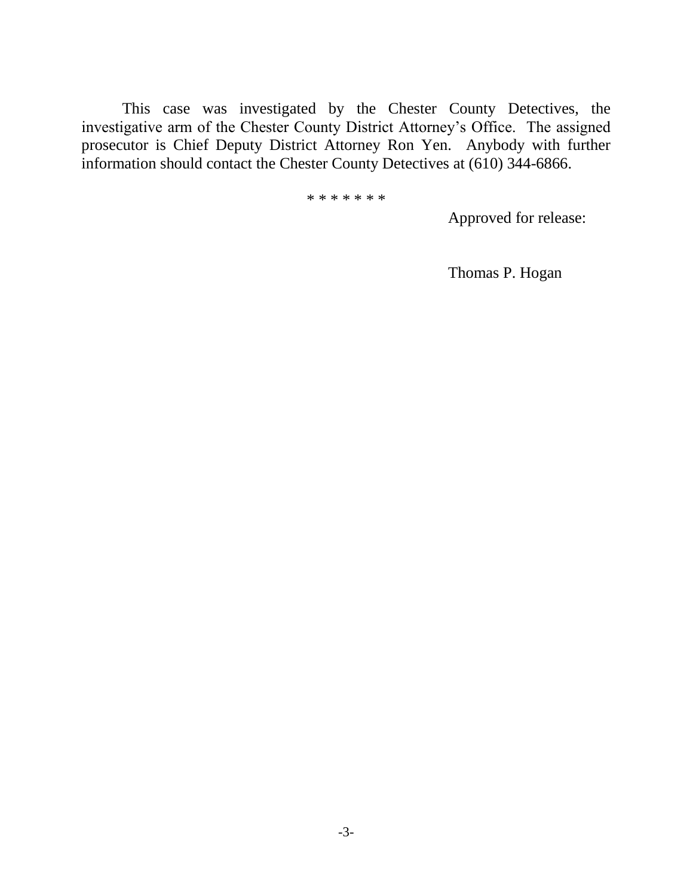This case was investigated by the Chester County Detectives, the investigative arm of the Chester County District Attorney's Office. The assigned prosecutor is Chief Deputy District Attorney Ron Yen. Anybody with further information should contact the Chester County Detectives at (610) 344-6866.

* * * * * * *

Approved for release:

Thomas P. Hogan